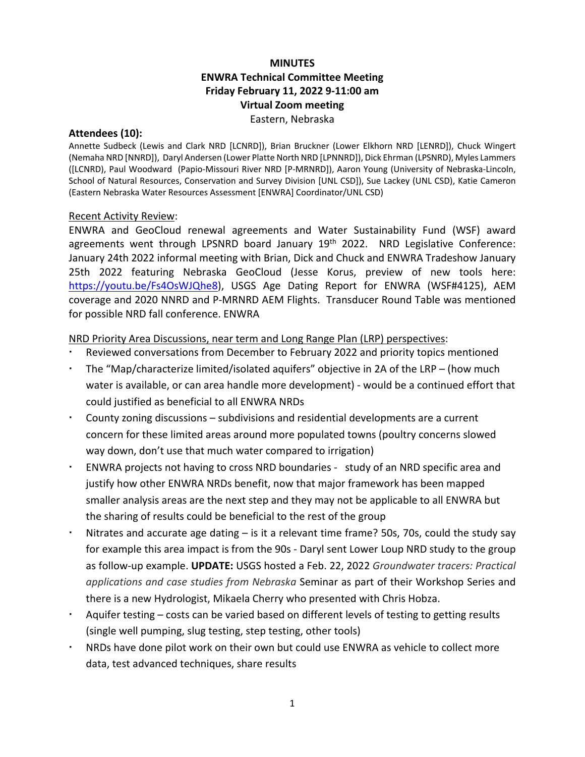**MINUTES**

**ENWRA Technical Committee Meeting**

**Friday February 11, 2022 9-11:00 am**

**Virtual Zoom meeting**

Eastern, Nebraska

**Attendees (10):**

Annette Sudbeck (Lewis and Clark NRD [LCNRD]), Brian Bruckner (Lower Elkhorn NRD [LENRD]), Chuck Wingert (Nemaha NRD [NNRD]), Daryl Andersen (Lower Platte North NRD [LPNNRD]), Dick Ehrman (LPSNRD), Myles Lammers ([LCNRD), Paul Woodward (Papio-Missouri River NRD [P-MRNRD]), Aaron Young (University of Nebraska-Lincoln, School of Natural Resources, Conservation and Survey Division [UNL CSD]), Sue Lackey (UNL CSD), Katie Cameron (Eastern Nebraska Water Resources Assessment [ENWRA] Coordinator/UNL CSD)

Recent Activity Review:

ENWRA and GeoCloud renewal agreements and Water Sustainability Fund (WSF) award agreements went through LPSNRD board January 19th 2022. NRD Legislative Conference: January 24th 2022 informal meeting with Brian, Dick and Chuck and ENWRA Tradeshow January 25th 2022 featuring Nebraska GeoCloud (Jesse Korus, preview of new tools here: https://youtu.be/Fs4OsWJQhe8), USGS Age Dating Report for ENWRA (WSF#4125), AEM coverage and 2020 NNRD and P-MRNRD AEM Flights. Transducer Round Table was mentioned for possible NRD fall conference. ENWRA

NRD Priority Area Discussions, near term and Long Range Plan (LRP) perspectives:

- Reviewed conversations from December to February 2022 and priority topics mentioned
- The "Map/characterize limited/isolated aquifers" objective in 2A of the LRP – (how much water is available, or can area handle more development) - would be a continued effort that could justified as beneficial to all ENWRA NRDs
- County zoning discussions – subdivisions and residential developments are a current concern for these limited areas around more populated towns (poultry concerns slowed way down, don't use that much water compared to irrigation)
- ENWRA projects not having to cross NRD boundaries - study of an NRD specific area and justify how other ENWRA NRDs benefit, now that major framework has been mapped smaller analysis areas are the next step and they may not be applicable to all ENWRA but the sharing of results could be beneficial to the rest of the group
- Nitrates and accurate age dating – is it a relevant time frame? 50s, 70s, could the study say for example this area impact is from the 90s - Daryl sent Lower Loup NRD study to the group as follow-up example. **UPDATE:** USGS hosted a Feb. 22, 2022 *Groundwater tracers: Practical applications and case studies from Nebraska* Seminar as part of their Workshop Series and there is a new Hydrologist, Mikaela Cherry who presented with Chris Hobza.
- Aquifer testing – costs can be varied based on different levels of testing to getting results (single well pumping, slug testing, step testing, other tools)
- NRDs have done pilot work on their own but could use ENWRA as vehicle to collect more data, test advanced techniques, share results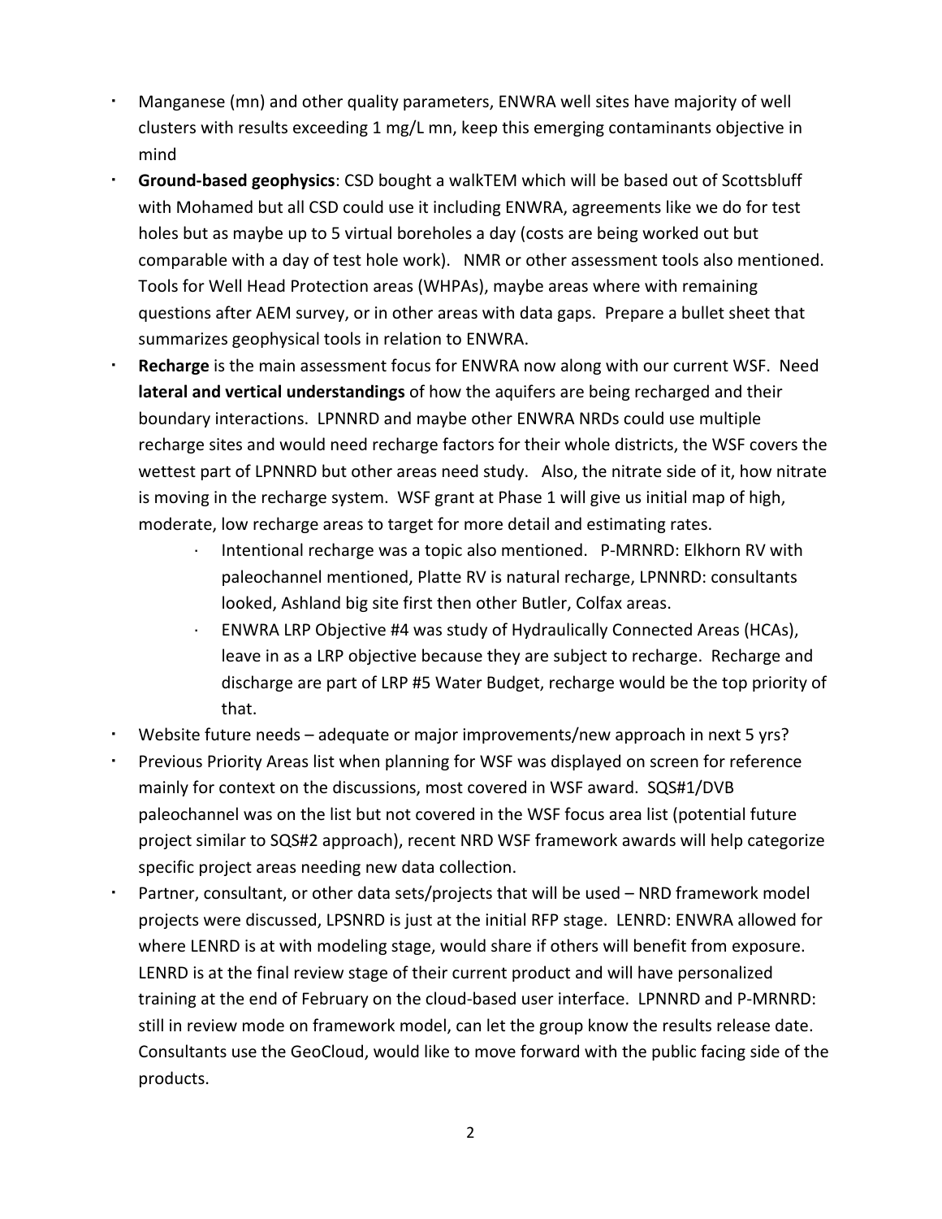- Manganese (mn) and other quality parameters, ENWRA well sites have majority of well clusters with results exceeding 1 mg/L mn, keep this emerging contaminants objective in mind
- **Ground-based geophysics**: CSD bought a walkTEM which will be based out of Scottsbluff with Mohamed but all CSD could use it including ENWRA, agreements like we do for test holes but as maybe up to 5 virtual boreholes a day (costs are being worked out but comparable with a day of test hole work). NMR or other assessment tools also mentioned. Tools for Well Head Protection areas (WHPAs), maybe areas where with remaining questions after AEM survey, or in other areas with data gaps. Prepare a bullet sheet that summarizes geophysical tools in relation to ENWRA.
- **Recharge** is the main assessment focus for ENWRA now along with our current WSF. Need **lateral and vertical understandings** of how the aquifers are being recharged and their boundary interactions. LPNNRD and maybe other ENWRA NRDs could use multiple recharge sites and would need recharge factors for their whole districts, the WSF covers the wettest part of LPNNRD but other areas need study. Also, the nitrate side of it, how nitrate is moving in the recharge system. WSF grant at Phase 1 will give us initial map of high, moderate, low recharge areas to target for more detail and estimating rates.
    - Intentional recharge was a topic also mentioned. P-MRNRD: Elkhorn RV with paleochannel mentioned, Platte RV is natural recharge, LPNNRD: consultants looked, Ashland big site first then other Butler, Colfax areas.
    - ENWRA LRP Objective #4 was study of Hydraulically Connected Areas (HCAs), leave in as a LRP objective because they are subject to recharge. Recharge and discharge are part of LRP #5 Water Budget, recharge would be the top priority of that.
- Website future needs – adequate or major improvements/new approach in next 5 yrs?
- Previous Priority Areas list when planning for WSF was displayed on screen for reference mainly for context on the discussions, most covered in WSF award. SQS#1/DVB paleochannel was on the list but not covered in the WSF focus area list (potential future project similar to SQS#2 approach), recent NRD WSF framework awards will help categorize specific project areas needing new data collection.
- Partner, consultant, or other data sets/projects that will be used – NRD framework model projects were discussed, LPSNRD is just at the initial RFP stage. LENRD: ENWRA allowed for where LENRD is at with modeling stage, would share if others will benefit from exposure. LENRD is at the final review stage of their current product and will have personalized training at the end of February on the cloud-based user interface. LPNNRD and P-MRNRD: still in review mode on framework model, can let the group know the results release date. Consultants use the GeoCloud, would like to move forward with the public facing side of the products.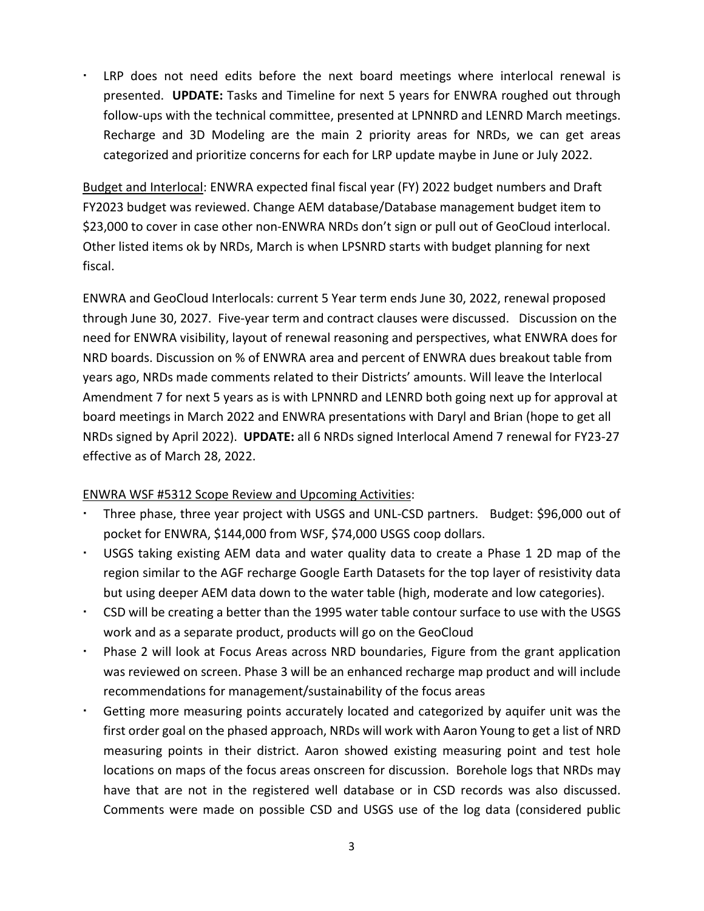- LRP does not need edits before the next board meetings where interlocal renewal is presented. **UPDATE:** Tasks and Timeline for next 5 years for ENWRA roughed out through follow-ups with the technical committee, presented at LPNNRD and LENRD March meetings. Recharge and 3D Modeling are the main 2 priority areas for NRDs, we can get areas categorized and prioritize concerns for each for LRP update maybe in June or July 2022.

Budget and Interlocal: ENWRA expected final fiscal year (FY) 2022 budget numbers and Draft FY2023 budget was reviewed. Change AEM database/Database management budget item to $23,000 to cover in case other non-ENWRA NRDs don't sign or pull out of GeoCloud interlocal. Other listed items ok by NRDs, March is when LPSNRD starts with budget planning for next fiscal.

ENWRA and GeoCloud Interlocals: current 5 Year term ends June 30, 2022, renewal proposed through June 30, 2027. Five-year term and contract clauses were discussed. Discussion on the need for ENWRA visibility, layout of renewal reasoning and perspectives, what ENWRA does for NRD boards. Discussion on % of ENWRA area and percent of ENWRA dues breakout table from years ago, NRDs made comments related to their Districts' amounts. Will leave the Interlocal Amendment 7 for next 5 years as is with LPNNRD and LENRD both going next up for approval at board meetings in March 2022 and ENWRA presentations with Daryl and Brian (hope to get all NRDs signed by April 2022). **UPDATE:** all 6 NRDs signed Interlocal Amend 7 renewal for FY23-27 effective as of March 28, 2022.

ENWRA WSF #5312 Scope Review and Upcoming Activities:

- Three phase, three year project with USGS and UNL-CSD partners. Budget: $96,000 out of pocket for ENWRA, $144,000 from WSF, $74,000 USGS coop dollars.
- USGS taking existing AEM data and water quality data to create a Phase 1 2D map of the region similar to the AGF recharge Google Earth Datasets for the top layer of resistivity data but using deeper AEM data down to the water table (high, moderate and low categories).
- CSD will be creating a better than the 1995 water table contour surface to use with the USGS work and as a separate product, products will go on the GeoCloud
- Phase 2 will look at Focus Areas across NRD boundaries, Figure from the grant application was reviewed on screen. Phase 3 will be an enhanced recharge map product and will include recommendations for management/sustainability of the focus areas
- Getting more measuring points accurately located and categorized by aquifer unit was the first order goal on the phased approach, NRDs will work with Aaron Young to get a list of NRD measuring points in their district. Aaron showed existing measuring point and test hole locations on maps of the focus areas onscreen for discussion. Borehole logs that NRDs may have that are not in the registered well database or in CSD records was also discussed. Comments were made on possible CSD and USGS use of the log data (considered public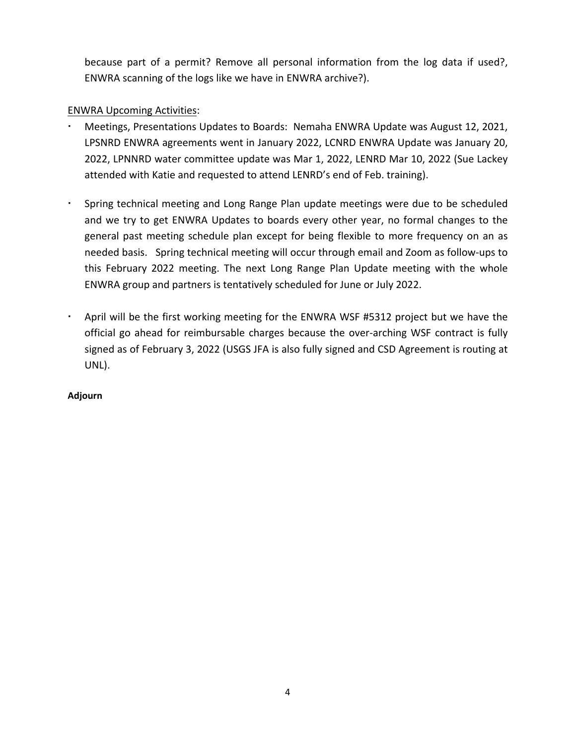because part of a permit? Remove all personal information from the log data if used?, ENWRA scanning of the logs like we have in ENWRA archive?).

<u>ENWRA Upcoming Activities</u>:

- Meetings, Presentations Updates to Boards: Nemaha ENWRA Update was August 12, 2021, LPSNRD ENWRA agreements went in January 2022, LCNRD ENWRA Update was January 20, 2022, LPNNRD water committee update was Mar 1, 2022, LENRD Mar 10, 2022 (Sue Lackey attended with Katie and requested to attend LENRD's end of Feb. training).

- Spring technical meeting and Long Range Plan update meetings were due to be scheduled and we try to get ENWRA Updates to boards every other year, no formal changes to the general past meeting schedule plan except for being flexible to more frequency on an as needed basis. Spring technical meeting will occur through email and Zoom as follow-ups to this February 2022 meeting. The next Long Range Plan Update meeting with the whole ENWRA group and partners is tentatively scheduled for June or July 2022.

- April will be the first working meeting for the ENWRA WSF #5312 project but we have the official go ahead for reimbursable charges because the over-arching WSF contract is fully signed as of February 3, 2022 (USGS JFA is also fully signed and CSD Agreement is routing at UNL).

**Adjourn**